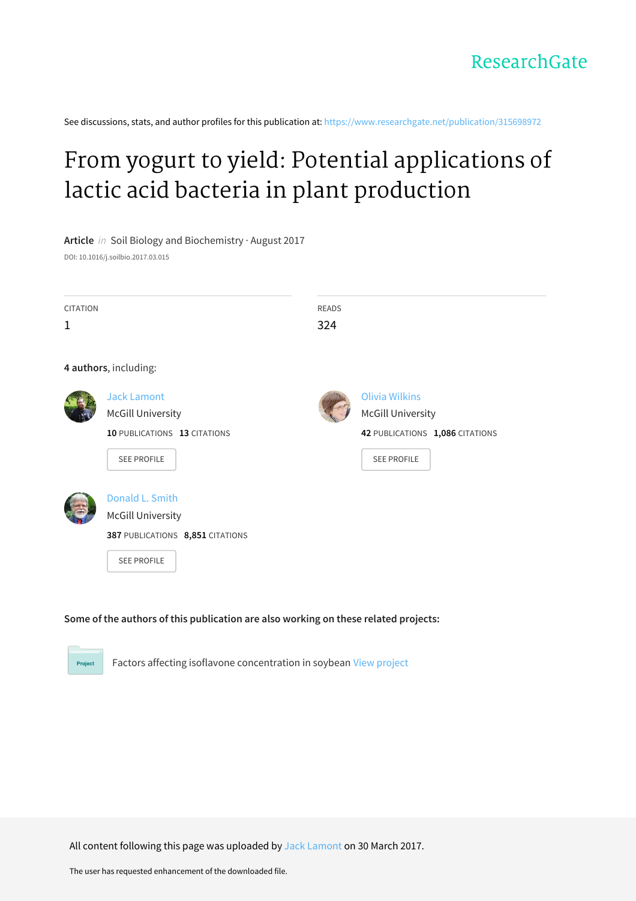ResearchGate

See discussions, stats, and author profiles for this publication at: https://www.researchgate.net/publication/315698972

# From yogurt to yield: Potential applications of lactic acid bacteria in plant production

**Article** *in* Soil Biology and Biochemistry · August 2017

DOI: 10.1016/j.soilbio.2017.03.015

| CITATION | READS |
| --- | --- |
| 1 | 324 |

**4 authors**, including:

**Jack Lamont**
McGill University
**10** PUBLICATIONS **13** CITATIONS
SEE PROFILE

**Olivia Wilkins**
McGill University
**42** PUBLICATIONS **1,086** CITATIONS
SEE PROFILE

**Donald L. Smith**
McGill University
**387** PUBLICATIONS **8,851** CITATIONS
SEE PROFILE

**Some of the authors of this publication are also working on these related projects:**

Project: Factors affecting isoflavone concentration in soybean View project

All content following this page was uploaded by Jack Lamont on 30 March 2017.

The user has requested enhancement of the downloaded file.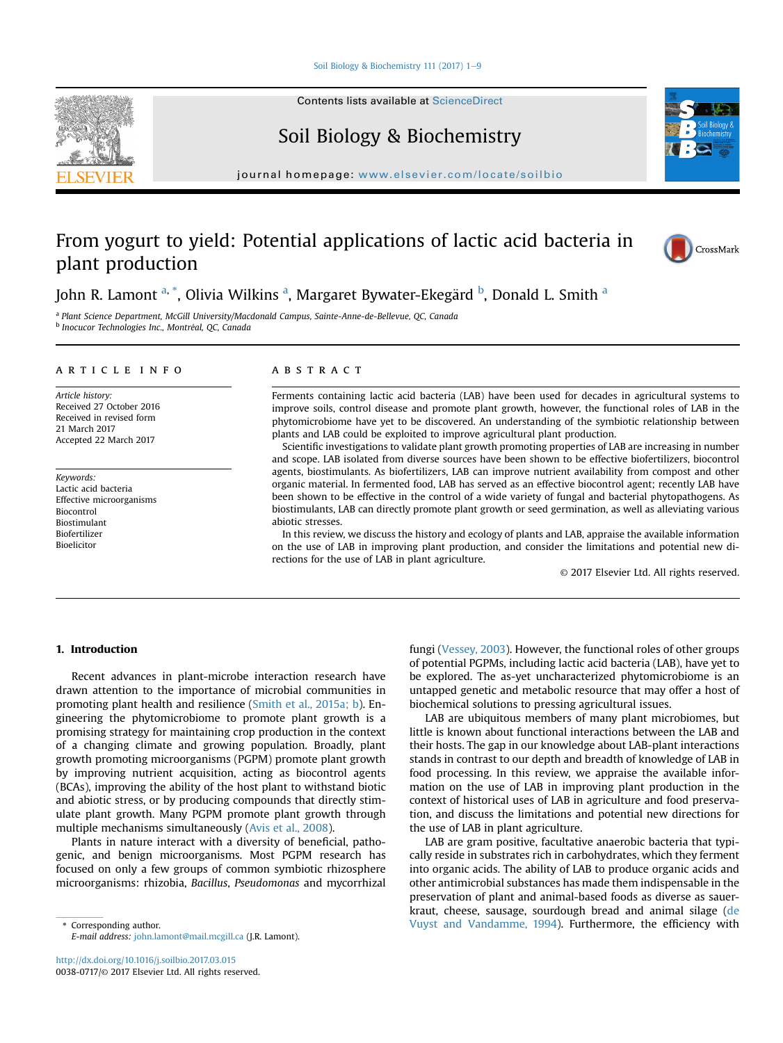# From yogurt to yield: Potential applications of lactic acid bacteria in plant production

John R. Lamont [a,*], Olivia Wilkins [a], Margaret Bywater-Ekegärd [b], Donald L. Smith [a]

[a] Plant Science Department, McGill University/Macdonald Campus, Sainte-Anne-de-Bellevue, QC, Canada
[b] Inocucor Technologies Inc., Montréal, QC, Canada

## ARTICLE INFO

*Article history:*
Received 27 October 2016
Received in revised form
21 March 2017
Accepted 22 March 2017

*Keywords:*
Lactic acid bacteria
Effective microorganisms
Biocontrol
Biostimulant
Biofertilizer
Bioelicitor

## ABSTRACT

Ferments containing lactic acid bacteria (LAB) have been used for decades in agricultural systems to improve soils, control disease and promote plant growth, however, the functional roles of LAB in the phytomicrobiome have yet to be discovered. An understanding of the symbiotic relationship between plants and LAB could be exploited to improve agricultural plant production.

Scientific investigations to validate plant growth promoting properties of LAB are increasing in number and scope. LAB isolated from diverse sources have been shown to be effective biofertilizers, biocontrol agents, biostimulants. As biofertilizers, LAB can improve nutrient availability from compost and other organic material. In fermented food, LAB has served as an effective biocontrol agent; recently LAB have been shown to be effective in the control of a wide variety of fungal and bacterial phytopathogens. As biostimulants, LAB can directly promote plant growth or seed germination, as well as alleviating various abiotic stresses.

In this review, we discuss the history and ecology of plants and LAB, appraise the available information on the use of LAB in improving plant production, and consider the limitations and potential new directions for the use of LAB in plant agriculture.

© 2017 Elsevier Ltd. All rights reserved.

## 1. Introduction

Recent advances in plant-microbe interaction research have drawn attention to the importance of microbial communities in promoting plant health and resilience (Smith et al., 2015a; b). Engineering the phytomicrobiome to promote plant growth is a promising strategy for maintaining crop production in the context of a changing climate and growing population. Broadly, plant growth promoting microorganisms (PGPM) promote plant growth by improving nutrient acquisition, acting as biocontrol agents (BCAs), improving the ability of the host plant to withstand biotic and abiotic stress, or by producing compounds that directly stimulate plant growth. Many PGPM promote plant growth through multiple mechanisms simultaneously (Avis et al., 2008).

Plants in nature interact with a diversity of beneficial, pathogenic, and benign microorganisms. Most PGPM research has focused on only a few groups of common symbiotic rhizosphere microorganisms: rhizobia, *Bacillus*, *Pseudomonas* and mycorrhizal fungi (Vessey, 2003). However, the functional roles of other groups of potential PGPMs, including lactic acid bacteria (LAB), have yet to be explored. The as-yet uncharacterized phytomicrobiome is an untapped genetic and metabolic resource that may offer a host of biochemical solutions to pressing agricultural issues.

LAB are ubiquitous members of many plant microbiomes, but little is known about functional interactions between the LAB and their hosts. The gap in our knowledge about LAB-plant interactions stands in contrast to our depth and breadth of knowledge of LAB in food processing. In this review, we appraise the available information on the use of LAB in improving plant production in the context of historical uses of LAB in agriculture and food preservation, and discuss the limitations and potential new directions for the use of LAB in plant agriculture.

LAB are gram positive, facultative anaerobic bacteria that typically reside in substrates rich in carbohydrates, which they ferment into organic acids. The ability of LAB to produce organic acids and other antimicrobial substances has made them indispensable in the preservation of plant and animal-based foods as diverse as sauerkraut, cheese, sausage, sourdough bread and animal silage (de Vuyst and Vandamme, 1994). Furthermore, the efficiency with

\* Corresponding author.
*E-mail address:* john.lamont@mail.mcgill.ca (J.R. Lamont).

http://dx.doi.org/10.1016/j.soilbio.2017.03.015
0038-0717/© 2017 Elsevier Ltd. All rights reserved.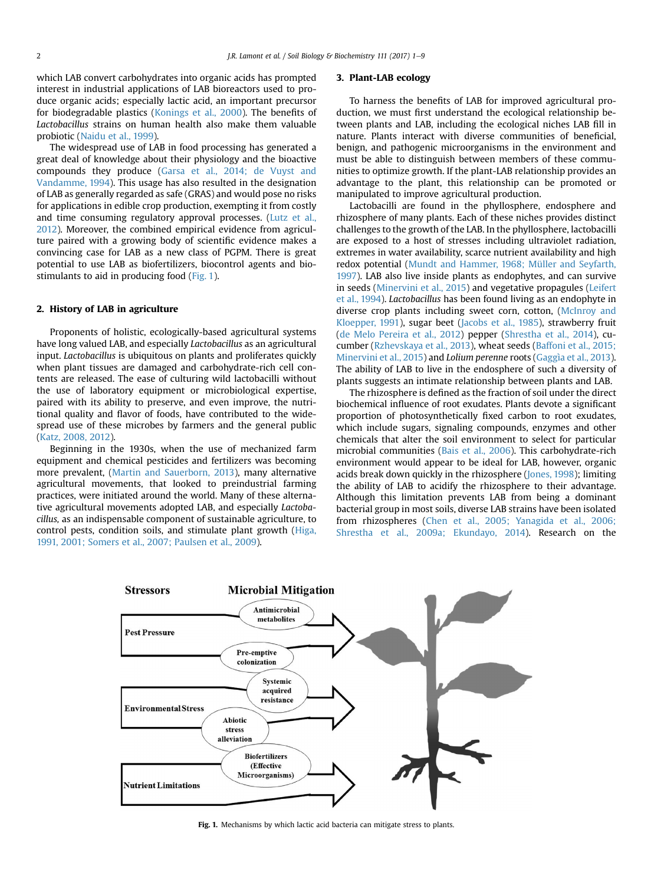which LAB convert carbohydrates into organic acids has prompted interest in industrial applications of LAB bioreactors used to produce organic acids; especially lactic acid, an important precursor for biodegradable plastics (Konings et al., 2000). The benefits of *Lactobacillus* strains on human health also make them valuable probiotic (Naidu et al., 1999).

The widespread use of LAB in food processing has generated a great deal of knowledge about their physiology and the bioactive compounds they produce (Garsa et al., 2014; de Vuyst and Vandamme, 1994). This usage has also resulted in the designation of LAB as generally regarded as safe (GRAS) and would pose no risks for applications in edible crop production, exempting it from costly and time consuming regulatory approval processes. (Lutz et al., 2012). Moreover, the combined empirical evidence from agriculture paired with a growing body of scientific evidence makes a convincing case for LAB as a new class of PGPM. There is great potential to use LAB as biofertilizers, biocontrol agents and biostimulants to aid in producing food (Fig. 1).

## 2. History of LAB in agriculture

Proponents of holistic, ecologically-based agricultural systems have long valued LAB, and especially *Lactobacillus* as an agricultural input. *Lactobacillus* is ubiquitous on plants and proliferates quickly when plant tissues are damaged and carbohydrate-rich cell contents are released. The ease of culturing wild lactobacilli without the use of laboratory equipment or microbiological expertise, paired with its ability to preserve, and even improve, the nutritional quality and flavor of foods, have contributed to the widespread use of these microbes by farmers and the general public (Katz, 2008, 2012).

Beginning in the 1930s, when the use of mechanized farm equipment and chemical pesticides and fertilizers was becoming more prevalent, (Martin and Sauerborn, 2013), many alternative agricultural movements, that looked to preindustrial farming practices, were initiated around the world. Many of these alternative agricultural movements adopted LAB, and especially *Lactobacillus*, as an indispensable component of sustainable agriculture, to control pests, condition soils, and stimulate plant growth (Higa, 1991, 2001; Somers et al., 2007; Paulsen et al., 2009).

## 3. Plant-LAB ecology

To harness the benefits of LAB for improved agricultural production, we must first understand the ecological relationship between plants and LAB, including the ecological niches LAB fill in nature. Plants interact with diverse communities of beneficial, benign, and pathogenic microorganisms in the environment and must be able to distinguish between members of these communities to optimize growth. If the plant-LAB relationship provides an advantage to the plant, this relationship can be promoted or manipulated to improve agricultural production.

Lactobacilli are found in the phyllosphere, endosphere and rhizosphere of many plants. Each of these niches provides distinct challenges to the growth of the LAB. In the phyllosphere, lactobacilli are exposed to a host of stresses including ultraviolet radiation, extremes in water availability, scarce nutrient availability and high redox potential (Mundt and Hammer, 1968; Müller and Seyfarth, 1997). LAB also live inside plants as endophytes, and can survive in seeds (Minervini et al., 2015) and vegetative propagules (Leifert et al., 1994). *Lactobacillus* has been found living as an endophyte in diverse crop plants including sweet corn, cotton, (McInroy and Kloepper, 1991), sugar beet (Jacobs et al., 1985), strawberry fruit (de Melo Pereira et al., 2012) pepper (Shrestha et al., 2014), cucumber (Rzhevskaya et al., 2013), wheat seeds (Baffoni et al., 2015; Minervini et al., 2015) and *Lolium perenne* roots (Gaggìa et al., 2013). The ability of LAB to live in the endosphere of such a diversity of plants suggests an intimate relationship between plants and LAB.

The rhizosphere is defined as the fraction of soil under the direct biochemical influence of root exudates. Plants devote a significant proportion of photosynthetically fixed carbon to root exudates, which include sugars, signaling compounds, enzymes and other chemicals that alter the soil environment to select for particular microbial communities (Bais et al., 2006). This carbohydrate-rich environment would appear to be ideal for LAB, however, organic acids break down quickly in the rhizosphere (Jones, 1998); limiting the ability of LAB to acidify the rhizosphere to their advantage. Although this limitation prevents LAB from being a dominant bacterial group in most soils, diverse LAB strains have been isolated from rhizospheres (Chen et al., 2005; Yanagida et al., 2006; Shrestha et al., 2009a; Ekundayo, 2014). Research on the

**Fig. 1.** Mechanisms by which lactic acid bacteria can mitigate stress to plants.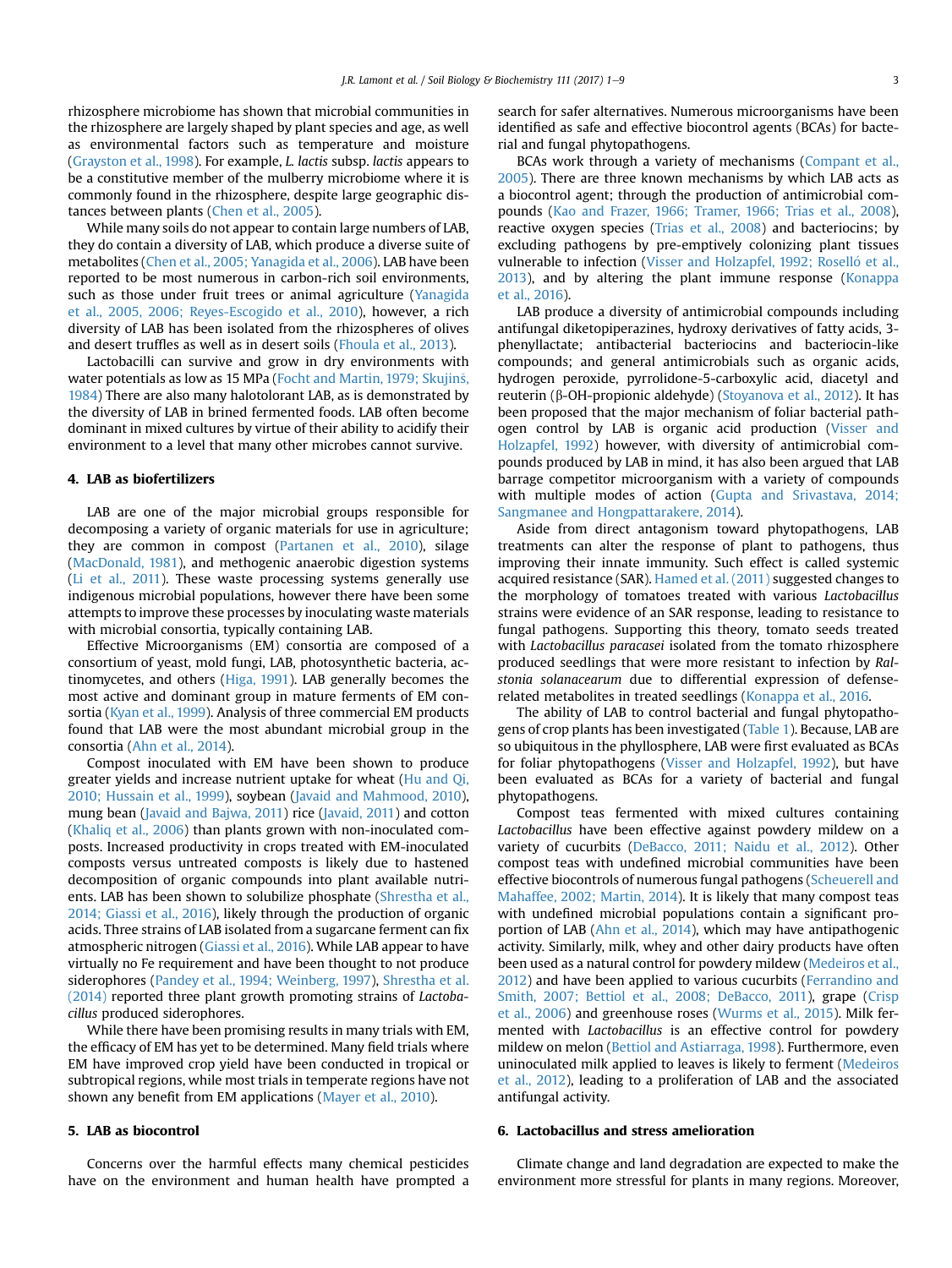rhizosphere microbiome has shown that microbial communities in the rhizosphere are largely shaped by plant species and age, as well as environmental factors such as temperature and moisture (Grayston et al., 1998). For example, *L. lactis* subsp. *lactis* appears to be a constitutive member of the mulberry microbiome where it is commonly found in the rhizosphere, despite large geographic distances between plants (Chen et al., 2005).

While many soils do not appear to contain large numbers of LAB, they do contain a diversity of LAB, which produce a diverse suite of metabolites (Chen et al., 2005; Yanagida et al., 2006). LAB have been reported to be most numerous in carbon-rich soil environments, such as those under fruit trees or animal agriculture (Yanagida et al., 2005, 2006; Reyes-Escogido et al., 2010), however, a rich diversity of LAB has been isolated from the rhizospheres of olives and desert truffles as well as in desert soils (Fhoula et al., 2013).

Lactobacilli can survive and grow in dry environments with water potentials as low as 15 MPa (Focht and Martin, 1979; Skujinš, 1984) There are also many halotolorant LAB, as is demonstrated by the diversity of LAB in brined fermented foods. LAB often become dominant in mixed cultures by virtue of their ability to acidify their environment to a level that many other microbes cannot survive.

## 4. LAB as biofertilizers

LAB are one of the major microbial groups responsible for decomposing a variety of organic materials for use in agriculture; they are common in compost (Partanen et al., 2010), silage (MacDonald, 1981), and methogenic anaerobic digestion systems (Li et al., 2011). These waste processing systems generally use indigenous microbial populations, however there have been some attempts to improve these processes by inoculating waste materials with microbial consortia, typically containing LAB.

Effective Microorganisms (EM) consortia are composed of a consortium of yeast, mold fungi, LAB, photosynthetic bacteria, actinomycetes, and others (Higa, 1991). LAB generally becomes the most active and dominant group in mature ferments of EM consortia (Kyan et al., 1999). Analysis of three commercial EM products found that LAB were the most abundant microbial group in the consortia (Ahn et al., 2014).

Compost inoculated with EM have been shown to produce greater yields and increase nutrient uptake for wheat (Hu and Qi, 2010; Hussain et al., 1999), soybean (Javaid and Mahmood, 2010), mung bean (Javaid and Bajwa, 2011) rice (Javaid, 2011) and cotton (Khaliq et al., 2006) than plants grown with non-inoculated composts. Increased productivity in crops treated with EM-inoculated composts versus untreated composts is likely due to hastened decomposition of organic compounds into plant available nutrients. LAB has been shown to solubilize phosphate (Shrestha et al., 2014; Giassi et al., 2016), likely through the production of organic acids. Three strains of LAB isolated from a sugarcane ferment can fix atmospheric nitrogen (Giassi et al., 2016). While LAB appear to have virtually no Fe requirement and have been thought to not produce siderophores (Pandey et al., 1994; Weinberg, 1997), Shrestha et al. (2014) reported three plant growth promoting strains of *Lactobacillus* produced siderophores.

While there have been promising results in many trials with EM, the efficacy of EM has yet to be determined. Many field trials where EM have improved crop yield have been conducted in tropical or subtropical regions, while most trials in temperate regions have not shown any benefit from EM applications (Mayer et al., 2010).

## 5. LAB as biocontrol

Concerns over the harmful effects many chemical pesticides have on the environment and human health have prompted a search for safer alternatives. Numerous microorganisms have been identified as safe and effective biocontrol agents (BCAs) for bacterial and fungal phytopathogens.

BCAs work through a variety of mechanisms (Compant et al., 2005). There are three known mechanisms by which LAB acts as a biocontrol agent; through the production of antimicrobial compounds (Kao and Frazer, 1966; Tramer, 1966; Trias et al., 2008), reactive oxygen species (Trias et al., 2008) and bacteriocins; by excluding pathogens by pre-emptively colonizing plant tissues vulnerable to infection (Visser and Holzapfel, 1992; Roselló et al., 2013), and by altering the plant immune response (Konappa et al., 2016).

LAB produce a diversity of antimicrobial compounds including antifungal diketopiperazines, hydroxy derivatives of fatty acids, 3-phenyllactate; antibacterial bacteriocins and bacteriocin-like compounds; and general antimicrobials such as organic acids, hydrogen peroxide, pyrrolidone-5-carboxylic acid, diacetyl and reuterin (β-OH-propionic aldehyde) (Stoyanova et al., 2012). It has been proposed that the major mechanism of foliar bacterial pathogen control by LAB is organic acid production (Visser and Holzapfel, 1992) however, with diversity of antimicrobial compounds produced by LAB in mind, it has also been argued that LAB barrage competitor microorganism with a variety of compounds with multiple modes of action (Gupta and Srivastava, 2014; Sangmanee and Hongpattarakere, 2014).

Aside from direct antagonism toward phytopathogens, LAB treatments can alter the response of plant to pathogens, thus improving their innate immunity. Such effect is called systemic acquired resistance (SAR). Hamed et al. (2011) suggested changes to the morphology of tomatoes treated with various *Lactobacillus* strains were evidence of an SAR response, leading to resistance to fungal pathogens. Supporting this theory, tomato seeds treated with *Lactobacillus paracasei* isolated from the tomato rhizosphere produced seedlings that were more resistant to infection by *Ralstonia solanacearum* due to differential expression of defense-related metabolites in treated seedlings (Konappa et al., 2016.

The ability of LAB to control bacterial and fungal phytopathogens of crop plants has been investigated (Table 1). Because, LAB are so ubiquitous in the phyllosphere, LAB were first evaluated as BCAs for foliar phytopathogens (Visser and Holzapfel, 1992), but have been evaluated as BCAs for a variety of bacterial and fungal phytopathogens.

Compost teas fermented with mixed cultures containing *Lactobacillus* have been effective against powdery mildew on a variety of cucurbits (DeBacco, 2011; Naidu et al., 2012). Other compost teas with undefined microbial communities have been effective biocontrols of numerous fungal pathogens (Scheuerell and Mahaffee, 2002; Martin, 2014). It is likely that many compost teas with undefined microbial populations contain a significant proportion of LAB (Ahn et al., 2014), which may have antipathogenic activity. Similarly, milk, whey and other dairy products have often been used as a natural control for powdery mildew (Medeiros et al., 2012) and have been applied to various cucurbits (Ferrandino and Smith, 2007; Bettiol et al., 2008; DeBacco, 2011), grape (Crisp et al., 2006) and greenhouse roses (Wurms et al., 2015). Milk fermented with *Lactobacillus* is an effective control for powdery mildew on melon (Bettiol and Astiarraga, 1998). Furthermore, even uninoculated milk applied to leaves is likely to ferment (Medeiros et al., 2012), leading to a proliferation of LAB and the associated antifungal activity.

## 6. Lactobacillus and stress amelioration

Climate change and land degradation are expected to make the environment more stressful for plants in many regions. Moreover,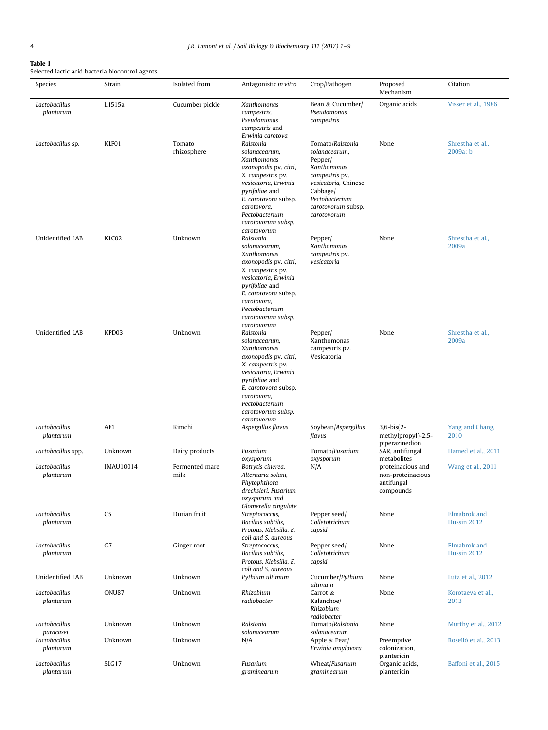**Table 1**
Selected lactic acid bacteria biocontrol agents.

| Species | Strain | Isolated from | Antagonistic *in vitro* | Crop/Pathogen | Proposed Mechanism | Citation |
|---|---|---|---|---|---|---|
| *Lactobacillus plantarum* | L1515a | Cucumber pickle | *Xanthomonas campestris, Pseudomonas campestris* and *Erwinia carotova* | Bean & Cucumber/ *Pseudomonas campestris* | Organic acids | Visser et al., 1986 |
| *Lactobacillus* sp. | KLF01 | Tomato rhizosphere | *Ralstonia solanacearum, Xanthomonas axonopodis* pv. *citri, X. campestris* pv. *vesicatoria, Erwinia pyrifoliae* and *E. carotovora* subsp. *carotovora, Pectobacterium carotovorum subsp. carotovorum* | Tomato/*Ralstonia solanacearum*, Pepper/ *Xanthomonas campestris* pv. *vesicatoria*, Chinese Cabbage/ *Pectobacterium carotovorum* subsp. *carotovorum* | None | Shrestha et al., 2009a; b |
| Unidentified LAB | KLC02 | Unknown | *Ralstonia solanacearum, Xanthomonas axonopodis* pv. *citri, X. campestris* pv. *vesicatoria, Erwinia pyrifoliae* and *E. carotovora* subsp. *carotovora, Pectobacterium carotovorum subsp. carotovorum* | Pepper/ *Xanthomonas campestris* pv. *vesicatoria* | None | Shrestha et al., 2009a |
| Unidentified LAB | KPD03 | Unknown | *Ralstonia solanacearum, Xanthomonas axonopodis* pv. *citri, X. campestris* pv. *vesicatoria, Erwinia pyrifoliae* and *E. carotovora* subsp. *carotovora, Pectobacterium carotovorum subsp. carotovorum* | Pepper/ Xanthomonas campestris pv. Vesicatoria | None | Shrestha et al., 2009a |
| *Lactobacillus plantarum* | AF1 | Kimchi | *Aspergillus flavus* | Soybean/*Aspergillus flavus* | 3,6-bis(2-methylpropyl)-2,5-piperazinedion | Yang and Chang, 2010 |
| *Lactobacillus* spp. | Unknown | Dairy products | *Fusarium oxysporum* | Tomato/*Fusarium oxysporum* | SAR, antifungal metabolites | Hamed et al., 2011 |
| *Lactobacillus plantarum* | IMAU10014 | Fermented mare milk | *Botrytis cinerea, Alternaria solani, Phytophthora drechsleri, Fusarium oxysporum and Glomerella cingulate* | N/A | proteinacious and non-proteinacious antifungal compounds | Wang et al., 2011 |
| *Lactobacillus plantarum* | C5 | Durian fruit | *Streptococcus, Bacillus subtilis, Protous, Klebsilla, E. coli and S. aureous* | Pepper seed/ *Colletotrichum capsid* | None | Elmabrok and Hussin 2012 |
| *Lactobacillus plantarum* | G7 | Ginger root | *Streptococcus, Bacillus subtilis, Protous, Klebsilla, E. coli and S. aureous* | Pepper seed/ *Colletotrichum capsid* | None | Elmabrok and Hussin 2012 |
| Unidentified LAB | Unknown | Unknown | *Pythium ultimum* | Cucumber/*Pythium ultimum* | None | Lutz et al., 2012 |
| *Lactobacillus plantarum* | ONU87 | Unknown | *Rhizobium radiobacter* | Carrot & Kalanchoe/ *Rhizobium radiobacter* | None | Korotaeva et al., 2013 |
| *Lactobacillus paracasei* | Unknown | Unknown | *Ralstonia solanacearum* | Tomato/*Ralstonia solanacearum* | None | Murthy et al., 2012 |
| *Lactobacillus plantarum* | Unknown | Unknown | N/A | Apple & Pear/ *Erwinia amylovora* | Preemptive colonization, plantericin | Roselló et al., 2013 |
| *Lactobacillus plantarum* | SLG17 | Unknown | *Fusarium graminearum* | Wheat/*Fusarium graminearum* | Organic acids, plantericin | Baffoni et al., 2015 |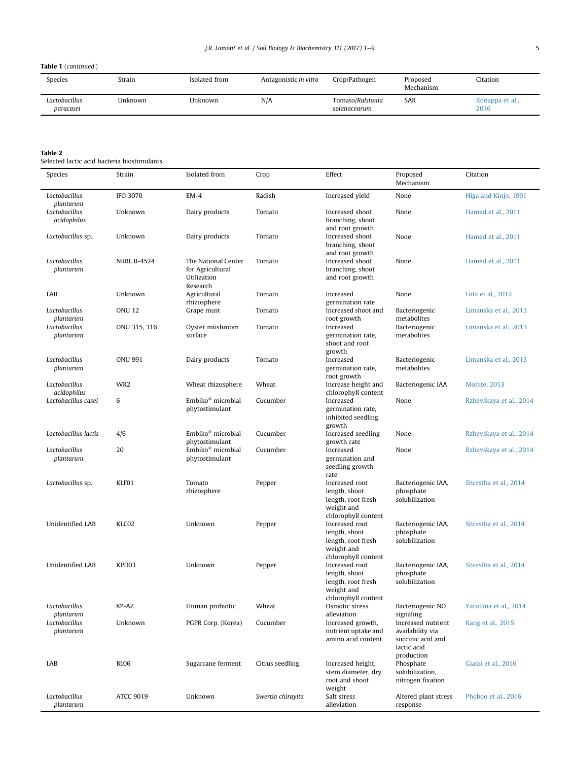**Table 1** (*continued*)

| Species | Strain | Isolated from | Antagonistic *in vitro* | Crop/Pathogen | Proposed Mechanism | Citation |
|---|---|---|---|---|---|---|
| *Lactobacillus paracasei* | Unknown | Unknown | N/A | Tomato/*Ralstonia solanacearum* | SAR | Konappa et al., 2016 |

**Table 2**
Selected lactic acid bacteria biostimulants.

| Species | Strain | Isolated from | Crop | Effect | Proposed Mechanism | Citation |
|---|---|---|---|---|---|---|
| *Lactobacillus plantarum* | IFO 3070 | EM-4 | Radish | Increased yield | None | Higa and Kinjo, 1991 |
| *Lactobacillus acidophilus* | Unknown | Dairy products | Tomato | Increased shoot branching, shoot and root growth | None | Hamed et al., 2011 |
| *Lactobacillus* sp. | Unknown | Dairy products | Tomato | Increased shoot branching, shoot and root growth | None | Hamed et al., 2011 |
| *Lactobacillus plantarum* | NRRL B-4524 | The National Center for Agricultural Utilization Research | Tomato | Increased shoot branching, shoot and root growth | None | Hamed et al., 2011 |
| LAB | Unknown | Agricultural rhizosphere | Tomato | Increased germination rate | None | Lutz et al., 2012 |
| *Lactobacillus plantarum* | ONU 12 | Grape must | Tomato | Increased shoot and root growth | Bacteriogenic metabolites | Limanska et al., 2013 |
| *Lactobacillus plantarum* | ONU 315, 316 | Oyster mushroom surface | Tomato | Increased germination rate, shoot and root growth | Bacteriogenic metabolites | Limanska et al., 2013 |
| *Lactobacillus plantarum* | ONU 991 | Dairy products | Tomato | Increased germination rate, root growth | Bacteriogenic metabolites | Limanska et al., 2013 |
| *Lactobacillus acidophilus* | WR2 | Wheat rhizosphere | Wheat | Increase height and chlorophyll content | Bacteriogenic IAA | Mohite, 2013 |
| *Lactobacillus casei* | 6 | Embiko® microbial phytostimulant | Cucumber | Increased germination rate, inhibited seedling growth | None | Rzhevskaya et al., 2014 |
| *Lactobacillus lactis* | 4/6 | Embiko® microbial phytostimulant | Cucumber | Increased seedling growth rate | None | Rzhevskaya et al., 2014 |
| *Lactobacillus plantarum* | 20 | Embiko® microbial phytostimulant | Cucumber | Increased germination and seedling growth rate | None | Rzhevskaya et al., 2014 |
| *Lactobacillus* sp. | KLF01 | Tomato rhizosphere | Pepper | Increased root length, shoot length, root fresh weight and chlorophyll content | Bacteriogenic IAA, phosphate solubilization | Shrestha et al., 2014 |
| Unidentified LAB | KLC02 | Unknown | Pepper | Increased root length, shoot length, root fresh weight and chlorophyll content | Bacteriogenic IAA, phosphate solubilization | Shrestha et al., 2014 |
| Unidentified LAB | KPD03 | Unknown | Pepper | Increased root length, shoot length, root fresh weight and chlorophyll content | Bacteriogenic IAA, phosphate solubilization | Shrestha et al., 2014 |
| *Lactobacillus plantarum* | 8P-AZ | Human probiotic | Wheat | Osmotic stress alleviation | Bacteriogenic NO signaling | Yarullina et al., 2014 |
| *Lactobacillus plantarum* | Unknown | PGPR Corp. (Korea) | Cucumber | Increased growth, nutrient uptake and amino acid content | Increased nutrient availability via succinic acid and lactic acid production | Kang et al., 2015 |
| LAB | BL06 | Sugarcane ferment | Citrus seedling | Increased height, stem diameter, dry root and shoot weight | Phosphate solubilization, nitrogen fixation | Giassi et al., 2016 |
| *Lactobacillus plantarum* | ATCC 9019 | Unknown | *Swertia chirayita* | Salt stress alleviation | Altered plant stress response | Phoboo et al., 2016 |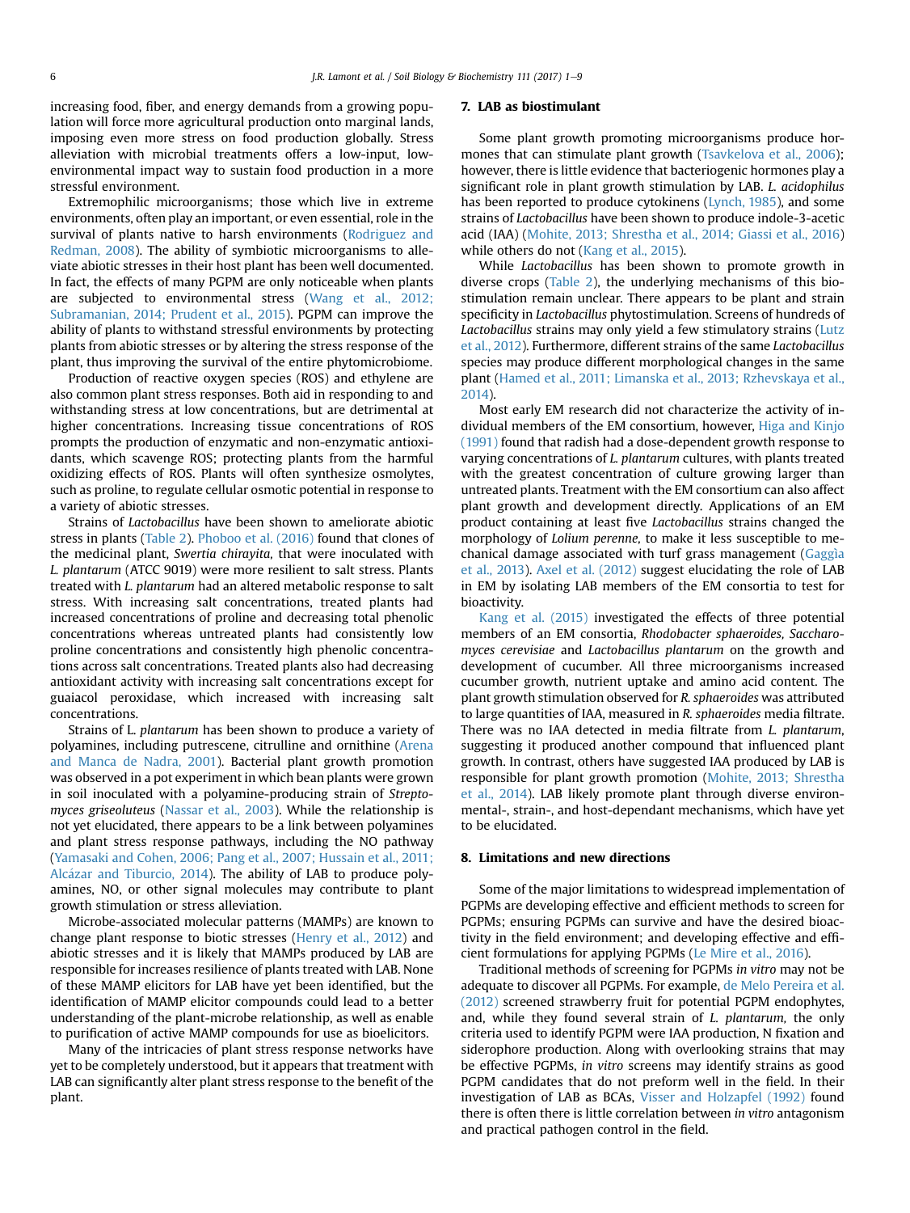increasing food, fiber, and energy demands from a growing population will force more agricultural production onto marginal lands, imposing even more stress on food production globally. Stress alleviation with microbial treatments offers a low-input, low-environmental impact way to sustain food production in a more stressful environment.

Extremophilic microorganisms; those which live in extreme environments, often play an important, or even essential, role in the survival of plants native to harsh environments (Rodriguez and Redman, 2008). The ability of symbiotic microorganisms to alleviate abiotic stresses in their host plant has been well documented. In fact, the effects of many PGPM are only noticeable when plants are subjected to environmental stress (Wang et al., 2012; Subramanian, 2014; Prudent et al., 2015). PGPM can improve the ability of plants to withstand stressful environments by protecting plants from abiotic stresses or by altering the stress response of the plant, thus improving the survival of the entire phytomicrobiome.

Production of reactive oxygen species (ROS) and ethylene are also common plant stress responses. Both aid in responding to and withstanding stress at low concentrations, but are detrimental at higher concentrations. Increasing tissue concentrations of ROS prompts the production of enzymatic and non-enzymatic antioxidants, which scavenge ROS; protecting plants from the harmful oxidizing effects of ROS. Plants will often synthesize osmolytes, such as proline, to regulate cellular osmotic potential in response to a variety of abiotic stresses.

Strains of *Lactobacillus* have been shown to ameliorate abiotic stress in plants (Table 2). Phoboo et al. (2016) found that clones of the medicinal plant, *Swertia chirayita,* that were inoculated with *L. plantarum* (ATCC 9019) were more resilient to salt stress. Plants treated with *L. plantarum* had an altered metabolic response to salt stress. With increasing salt concentrations, treated plants had increased concentrations of proline and decreasing total phenolic concentrations whereas untreated plants had consistently low proline concentrations and consistently high phenolic concentrations across salt concentrations. Treated plants also had decreasing antioxidant activity with increasing salt concentrations except for guaiacol peroxidase, which increased with increasing salt concentrations.

Strains of L. *plantarum* has been shown to produce a variety of polyamines, including putrescene, citrulline and ornithine (Arena and Manca de Nadra, 2001). Bacterial plant growth promotion was observed in a pot experiment in which bean plants were grown in soil inoculated with a polyamine-producing strain of *Streptomyces griseoluteus* (Nassar et al., 2003). While the relationship is not yet elucidated, there appears to be a link between polyamines and plant stress response pathways, including the NO pathway (Yamasaki and Cohen, 2006; Pang et al., 2007; Hussain et al., 2011; Alcázar and Tiburcio, 2014). The ability of LAB to produce polyamines, NO, or other signal molecules may contribute to plant growth stimulation or stress alleviation.

Microbe-associated molecular patterns (MAMPs) are known to change plant response to biotic stresses (Henry et al., 2012) and abiotic stresses and it is likely that MAMPs produced by LAB are responsible for increases resilience of plants treated with LAB. None of these MAMP elicitors for LAB have yet been identified, but the identification of MAMP elicitor compounds could lead to a better understanding of the plant-microbe relationship, as well as enable to purification of active MAMP compounds for use as bioelicitors.

Many of the intricacies of plant stress response networks have yet to be completely understood, but it appears that treatment with LAB can significantly alter plant stress response to the benefit of the plant.

## 7. LAB as biostimulant

Some plant growth promoting microorganisms produce hormones that can stimulate plant growth (Tsavkelova et al., 2006); however, there is little evidence that bacteriogenic hormones play a significant role in plant growth stimulation by LAB. *L. acidophilus* has been reported to produce cytokinens (Lynch, 1985), and some strains of *Lactobacillus* have been shown to produce indole-3-acetic acid (IAA) (Mohite, 2013; Shrestha et al., 2014; Giassi et al., 2016) while others do not (Kang et al., 2015).

While *Lactobacillus* has been shown to promote growth in diverse crops (Table 2), the underlying mechanisms of this biostimulation remain unclear. There appears to be plant and strain specificity in *Lactobacillus* phytostimulation. Screens of hundreds of *Lactobacillus* strains may only yield a few stimulatory strains (Lutz et al., 2012). Furthermore, different strains of the same *Lactobacillus* species may produce different morphological changes in the same plant (Hamed et al., 2011; Limanska et al., 2013; Rzhevskaya et al., 2014).

Most early EM research did not characterize the activity of individual members of the EM consortium, however, Higa and Kinjo (1991) found that radish had a dose-dependent growth response to varying concentrations of *L. plantarum* cultures, with plants treated with the greatest concentration of culture growing larger than untreated plants. Treatment with the EM consortium can also affect plant growth and development directly. Applications of an EM product containing at least five *Lactobacillus* strains changed the morphology of *Lolium perenne,* to make it less susceptible to mechanical damage associated with turf grass management (Gaggìa et al., 2013). Axel et al. (2012) suggest elucidating the role of LAB in EM by isolating LAB members of the EM consortia to test for bioactivity.

Kang et al. (2015) investigated the effects of three potential members of an EM consortia, *Rhodobacter sphaeroides, Saccharomyces cerevisiae* and *Lactobacillus plantarum* on the growth and development of cucumber. All three microorganisms increased cucumber growth, nutrient uptake and amino acid content. The plant growth stimulation observed for *R. sphaeroides* was attributed to large quantities of IAA, measured in *R. sphaeroides* media filtrate. There was no IAA detected in media filtrate from *L. plantarum,* suggesting it produced another compound that influenced plant growth. In contrast, others have suggested IAA produced by LAB is responsible for plant growth promotion (Mohite, 2013; Shrestha et al., 2014). LAB likely promote plant through diverse environmental-, strain-, and host-dependant mechanisms, which have yet to be elucidated.

## 8. Limitations and new directions

Some of the major limitations to widespread implementation of PGPMs are developing effective and efficient methods to screen for PGPMs; ensuring PGPMs can survive and have the desired bioactivity in the field environment; and developing effective and efficient formulations for applying PGPMs (Le Mire et al., 2016).

Traditional methods of screening for PGPMs *in vitro* may not be adequate to discover all PGPMs. For example, de Melo Pereira et al. (2012) screened strawberry fruit for potential PGPM endophytes, and, while they found several strain of *L. plantarum,* the only criteria used to identify PGPM were IAA production, N fixation and siderophore production. Along with overlooking strains that may be effective PGPMs, *in vitro* screens may identify strains as good PGPM candidates that do not preform well in the field. In their investigation of LAB as BCAs, Visser and Holzapfel (1992) found there is often there is little correlation between *in vitro* antagonism and practical pathogen control in the field.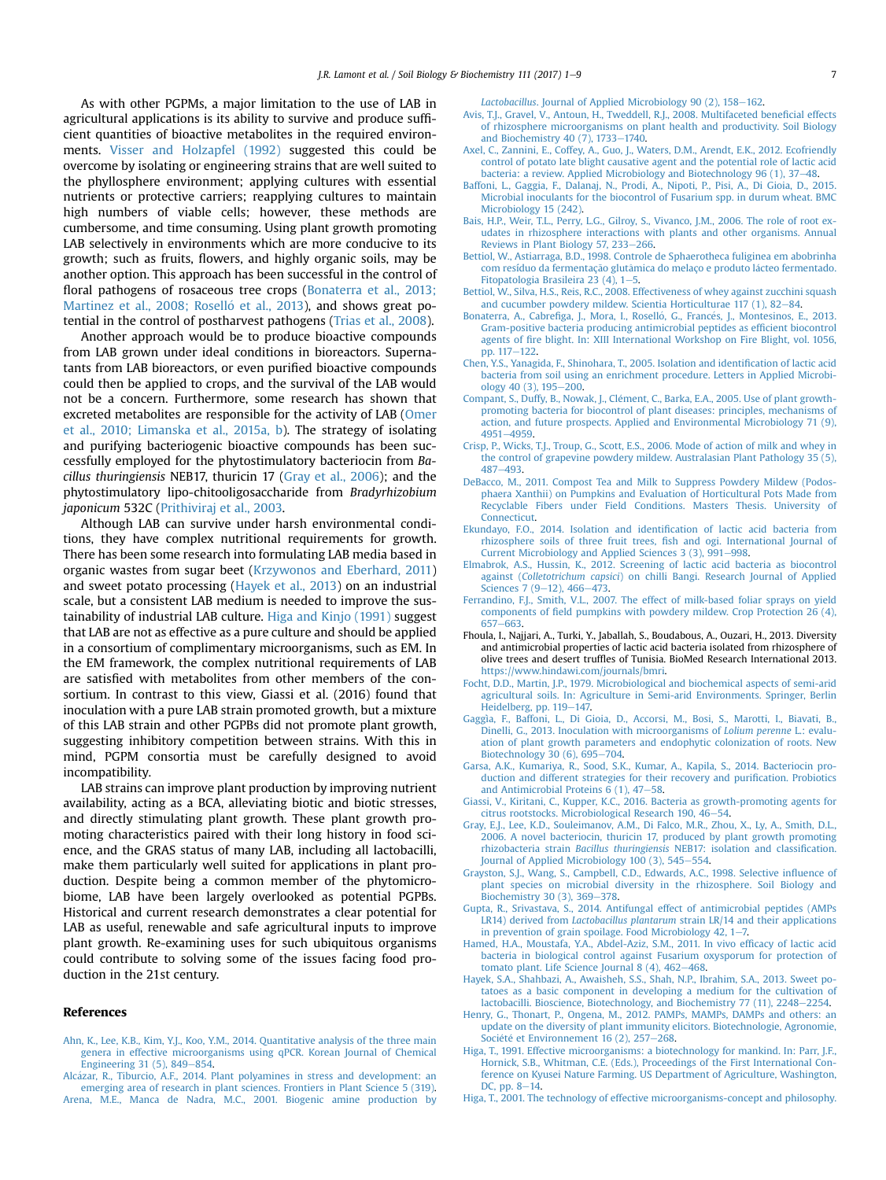As with other PGPMs, a major limitation to the use of LAB in agricultural applications is its ability to survive and produce sufficient quantities of bioactive metabolites in the required environments. Visser and Holzapfel (1992) suggested this could be overcome by isolating or engineering strains that are well suited to the phyllosphere environment; applying cultures with essential nutrients or protective carriers; reapplying cultures to maintain high numbers of viable cells; however, these methods are cumbersome, and time consuming. Using plant growth promoting LAB selectively in environments which are more conducive to its growth; such as fruits, flowers, and highly organic soils, may be another option. This approach has been successful in the control of floral pathogens of rosaceous tree crops (Bonaterra et al., 2013; Martinez et al., 2008; Roselló et al., 2013), and shows great potential in the control of postharvest pathogens (Trias et al., 2008).

Another approach would be to produce bioactive compounds from LAB grown under ideal conditions in bioreactors. Supernatants from LAB bioreactors, or even purified bioactive compounds could then be applied to crops, and the survival of the LAB would not be a concern. Furthermore, some research has shown that excreted metabolites are responsible for the activity of LAB (Omer et al., 2010; Limanska et al., 2015a, b). The strategy of isolating and purifying bacteriogenic bioactive compounds has been successfully employed for the phytostimulatory bacteriocin from *Bacillus thuringiensis* NEB17, thuricin 17 (Gray et al., 2006); and the phytostimulatory lipo-chitooligosaccharide from *Bradyrhizobium japonicum* 532C (Prithiviraj et al., 2003.

Although LAB can survive under harsh environmental conditions, they have complex nutritional requirements for growth. There has been some research into formulating LAB media based in organic wastes from sugar beet (Krzywonos and Eberhard, 2011) and sweet potato processing (Hayek et al., 2013) on an industrial scale, but a consistent LAB medium is needed to improve the sustainability of industrial LAB culture. Higa and Kinjo (1991) suggest that LAB are not as effective as a pure culture and should be applied in a consortium of complimentary microorganisms, such as EM. In the EM framework, the complex nutritional requirements of LAB are satisfied with metabolites from other members of the consortium. In contrast to this view, Giassi et al. (2016) found that inoculation with a pure LAB strain promoted growth, but a mixture of this LAB strain and other PGPBs did not promote plant growth, suggesting inhibitory competition between strains. With this in mind, PGPM consortia must be carefully designed to avoid incompatibility.

LAB strains can improve plant production by improving nutrient availability, acting as a BCA, alleviating biotic and biotic stresses, and directly stimulating plant growth. These plant growth promoting characteristics paired with their long history in food science, and the GRAS status of many LAB, including all lactobacilli, make them particularly well suited for applications in plant production. Despite being a common member of the phytomicrobiome, LAB have been largely overlooked as potential PGPBs. Historical and current research demonstrates a clear potential for LAB as useful, renewable and safe agricultural inputs to improve plant growth. Re-examining uses for such ubiquitous organisms could contribute to solving some of the issues facing food production in the 21st century.

## References

Ahn, K., Lee, K.B., Kim, Y.J., Koo, Y.M., 2014. Quantitative analysis of the three main genera in effective microorganisms using qPCR. Korean Journal of Chemical Engineering 31 (5), 849–854.

Alcázar, R., Tiburcio, A.F., 2014. Plant polyamines in stress and development: an emerging area of research in plant sciences. Frontiers in Plant Science 5 (319).

Arena, M.E., Manca de Nadra, M.C., 2001. Biogenic amine production by *Lactobacillus*. Journal of Applied Microbiology 90 (2), 158–162.

Avis, T.J., Gravel, V., Antoun, H., Tweddell, R.J., 2008. Multifaceted beneficial effects of rhizosphere microorganisms on plant health and productivity. Soil Biology and Biochemistry 40 (7), 1733–1740.

Axel, C., Zannini, E., Coffey, A., Guo, J., Waters, D.M., Arendt, E.K., 2012. Ecofriendly control of potato late blight causative agent and the potential role of lactic acid bacteria: a review. Applied Microbiology and Biotechnology 96 (1), 37–48.

Baffoni, L., Gaggia, F., Dalanaj, N., Prodi, A., Nipoti, P., Pisi, A., Di Gioia, D., 2015. Microbial inoculants for the biocontrol of Fusarium spp. in durum wheat. BMC Microbiology 15 (242).

Bais, H.P., Weir, T.L., Perry, L.G., Gilroy, S., Vivanco, J.M., 2006. The role of root exudates in rhizosphere interactions with plants and other organisms. Annual Reviews in Plant Biology 57, 233–266.

Bettiol, W., Astiarraga, B.D., 1998. Controle de Sphaerotheca fuliginea em abobrinha com resíduo da fermentação glutâmica do melaço e produto lácteo fermentado. Fitopatologia Brasileira 23 (4), 1–5.

Bettiol, W., Silva, H.S., Reis, R.C., 2008. Effectiveness of whey against zucchini squash and cucumber powdery mildew. Scientia Horticulturae 117 (1), 82–84.

Bonaterra, A., Cabrefiga, J., Mora, I., Roselló, G., Francés, J., Montesinos, E., 2013. Gram-positive bacteria producing antimicrobial peptides as efficient biocontrol agents of fire blight. In: XIII International Workshop on Fire Blight, vol. 1056, pp. 117–122.

Chen, Y.S., Yanagida, F., Shinohara, T., 2005. Isolation and identification of lactic acid bacteria from soil using an enrichment procedure. Letters in Applied Microbiology 40 (3), 195–200.

Compant, S., Duffy, B., Nowak, J., Clément, C., Barka, E.A., 2005. Use of plant growth-promoting bacteria for biocontrol of plant diseases: principles, mechanisms of action, and future prospects. Applied and Environmental Microbiology 71 (9), 4951–4959.

Crisp, P., Wicks, T.J., Troup, G., Scott, E.S., 2006. Mode of action of milk and whey in the control of grapevine powdery mildew. Australasian Plant Pathology 35 (5), 487–493.

DeBacco, M., 2011. Compost Tea and Milk to Suppress Powdery Mildew (Podosphaera Xanthii) on Pumpkins and Evaluation of Horticultural Pots Made from Recyclable Fibers under Field Conditions. Masters Thesis. University of Connecticut.

Ekundayo, F.O., 2014. Isolation and identification of lactic acid bacteria from rhizosphere soils of three fruit trees, fish and ogi. International Journal of Current Microbiology and Applied Sciences 3 (3), 991–998.

Elmabrok, A.S., Hussin, K., 2012. Screening of lactic acid bacteria as biocontrol against (*Colletotrichum capsici*) on chilli Bangi. Research Journal of Applied Sciences 7 (9–12), 466–473.

Ferrandino, F.J., Smith, V.L., 2007. The effect of milk-based foliar sprays on yield components of field pumpkins with powdery mildew. Crop Protection 26 (4), 657–663.

Fhoula, I., Najjari, A., Turki, Y., Jaballah, S., Boudabous, A., Ouzari, H., 2013. Diversity and antimicrobial properties of lactic acid bacteria isolated from rhizosphere of olive trees and desert truffles of Tunisia. BioMed Research International 2013. https://www.hindawi.com/journals/bmri.

Focht, D.D., Martin, J.P., 1979. Microbiological and biochemical aspects of semi-arid agricultural soils. In: Agriculture in Semi-arid Environments. Springer, Berlin Heidelberg, pp. 119–147.

Gaggia, F., Baffoni, L., Di Gioia, D., Accorsi, M., Bosi, S., Marotti, I., Biavati, B., Dinelli, G., 2013. Inoculation with microorganisms of *Lolium perenne* L.: evaluation of plant growth parameters and endophytic colonization of roots. New Biotechnology 30 (6), 695–704.

Garsa, A.K., Kumariya, R., Sood, S.K., Kumar, A., Kapila, S., 2014. Bacteriocin production and different strategies for their recovery and purification. Probiotics and Antimicrobial Proteins 6 (1), 47–58.

Giassi, V., Kiritani, C., Kupper, K.C., 2016. Bacteria as growth-promoting agents for citrus rootstocks. Microbiological Research 190, 46–54.

Gray, E.J., Lee, K.D., Souleimanov, A.M., Di Falco, M.R., Zhou, X., Ly, A., Smith, D.L., 2006. A novel bacteriocin, thuricin 17, produced by plant growth promoting rhizobacteria strain *Bacillus thuringiensis* NEB17: isolation and classification. Journal of Applied Microbiology 100 (3), 545–554.

Grayston, S.J., Wang, S., Campbell, C.D., Edwards, A.C., 1998. Selective influence of plant species on microbial diversity in the rhizosphere. Soil Biology and Biochemistry 30 (3), 369–378.

Gupta, R., Srivastava, S., 2014. Antifungal effect of antimicrobial peptides (AMPs LR14) derived from *Lactobacillus plantarum* strain LR/14 and their applications in prevention of grain spoilage. Food Microbiology 42, 1–7.

Hamed, H.A., Moustafa, Y.A., Abdel-Aziz, S.M., 2011. In vivo efficacy of lactic acid bacteria in biological control against Fusarium oxysporum for protection of tomato plant. Life Science Journal 8 (4), 462–468.

Hayek, S.A., Shahbazi, A., Awaisheh, S.S., Shah, N.P., Ibrahim, S.A., 2013. Sweet potatoes as a basic component in developing a medium for the cultivation of lactobacilli. Bioscience, Biotechnology, and Biochemistry 77 (11), 2248–2254.

Henry, G., Thonart, P., Ongena, M., 2012. PAMPs, MAMPs, DAMPs and others: an update on the diversity of plant immunity elicitors. Biotechnologie, Agronomie, Société et Environnement 16 (2), 257–268.

Higa, T., 1991. Effective microorganisms: a biotechnology for mankind. In: Parr, J.F., Hornick, S.B., Whitman, C.E. (Eds.), Proceedings of the First International Conference on Kyusei Nature Farming. US Department of Agriculture, Washington, DC, pp. 8–14.

Higa, T., 2001. The technology of effective microorganisms-concept and philosophy.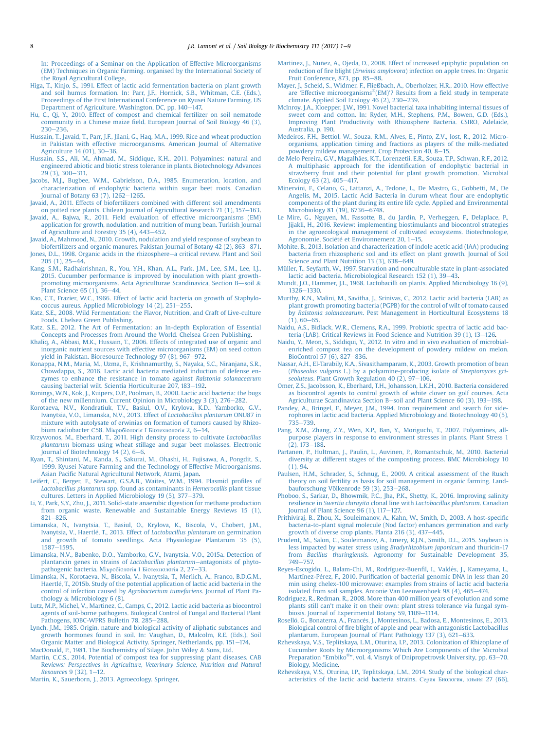In: Proceedings of a Seminar on the Application of Effective Microorganisms (EM) Techniques in Organic Farming. organised by the International Society of the Royal Agricultural College.

Higa, T., Kinjo, S., 1991. Effect of lactic acid fermentation bacteria on plant growth and soil humus formation. In: Parr, J.F., Hornick, S.B., Whitman, C.E. (Eds.), Proceedings of the First International Conference on Kyusei Nature Farming. US Department of Agriculture, Washington, DC, pp. 140–147.

Hu, C., Qi, Y., 2010. Effect of compost and chemical fertilizer on soil nematode community in a Chinese maize field. European Journal of Soil Biology 46 (3), 230–236.

Hussain, T., Javaid, T., Parr, J.F., Jilani, G., Haq, M.A., 1999. Rice and wheat production in Pakistan with effective microorganisms. American Journal of Alternative Agriculture 14 (01), 30–36.

Hussain, S.S., Ali, M., Ahmad, M., Siddique, K.H., 2011. Polyamines: natural and engineered abiotic and biotic stress tolerance in plants. Biotechnology Advances 29 (3), 300–311.

Jacobs, M.J., Bugbee, W.M., Gabrielson, D.A., 1985. Enumeration, location, and characterization of endophytic bacteria within sugar beet roots. Canadian Journal of Botany 63 (7), 1262–1265.

Javaid, A., 2011. Effects of biofertilizers combined with different soil amendments on potted rice plants. Chilean Journal of Agricultural Research 71 (1), 157–163.

Javaid, A., Bajwa, R., 2011. Field evaluation of effective microorganisms (EM) application for growth, nodulation, and nutrition of mung bean. Turkish Journal of Agriculture and Forestry 35 (4), 443–452.

Javaid, A., Mahmood, N., 2010. Growth, nodulation and yield response of soybean to biofertilizers and organic manures. Pakistan Journal of Botany 42 (2), 863–871.

Jones, D.L., 1998. Organic acids in the rhizosphere–a critical review. Plant and Soil 205 (1), 25–44.

Kang, S.M., Radhakrishnan, R., You, Y.H., Khan, A.L., Park, J.M., Lee, S.M., Lee, I.J., 2015. Cucumber performance is improved by inoculation with plant growth-promoting microorganisms. Acta Agriculturae Scandinavica, Section B—soil & Plant Science 65 (1), 36–44.

Kao, C.T., Frazier, W.C., 1966. Effect of lactic acid bacteria on growth of Staphylococcus aureus. Applied Microbiology 14 (2), 251–255.

Katz, S.E., 2008. Wild Fermentation: the Flavor, Nutrition, and Craft of Live-culture Foods. Chelsea Green Publishing.

Katz, S.E., 2012. The Art of Fermentation: an In-depth Exploration of Essential Concepts and Processes from Around the World. Chelsea Green Publishing.

Khaliq, A., Abbasi, M.K., Hussain, T., 2006. Effects of integrated use of organic and inorganic nutrient sources with effective microorganisms (EM) on seed cotton yield in Pakistan. Bioresource Technology 97 (8), 967–972.

Konappa, N.M., Maria, M., Uzma, F., Krishnamurthy, S., Nayaka, S.C., Niranjana, S.R., Chowdappa, S., 2016. Lactic acid bacteria mediated induction of defense enzymes to enhance the resistance in tomato against *Ralstonia solanacearum* causing bacterial wilt. Scientia Horticulturae 207, 183–192.

Konings, W.N., Kok, J., Kuipers, O.P., Poolman, B., 2000. Lactic acid bacteria: the bugs of the new millennium. Current Opinion in Microbiology 3 (3), 276–282.

Korotaeva, N.V., Kondratiuk, T.V., Basiul, O.V., Krylova, K.D., Yamborko, G.V., Ivanytsia, V.O., Limanska, N.V., 2013. Effect of *Lactobacillus plantarum* ONU87 in mixture with autolysate of erwinias on formation of tumors caused by Rhizobium radiobacter C58. Мікробіологія І Біотехнологія 2, 6–14.

Krzywonos, M., Eberhard, T., 2011. High density process to cultivate *Lactobacillus plantarum* biomass using wheat stillage and sugar beet molasses. Electronic Journal of Biotechnology 14 (2), 6–6.

Kyan, T., Shintani, M., Kanda, S., Sakurai, M., Ohashi, H., Fujisawa, A., Pongdit, S., 1999. Kyusei Nature Farming and the Technology of Effective Microorganisms. Asian Pacific Natural Agricultural Network, Atami, Japan.

Leifert, C., Berger, F., Stewart, G.S.A.B., Waites, W.M., 1994. Plasmid profiles of *Lactobacillus plantarum* spp. found as contaminants in *Hemerocallis* plant tissue cultures. Letters in Applied Microbiology 19 (5), 377–379.

Li, Y., Park, S.Y., Zhu, J., 2011. Solid-state anaerobic digestion for methane production from organic waste. Renewable and Sustainable Energy Reviews 15 (1), 821–826.

Limanska, N., Ivanytsia, T., Basiul, O., Krylova, K., Biscola, V., Chobert, J.M., Ivanytsia, V., Haertlé, T., 2013. Effect of *Lactobacillus plantarum* on germination and growth of tomato seedlings. Acta Physiologiae Plantarum 35 (5), 1587–1595.

Limanska, N.V., Babenko, D.O., Yamborko, G.V., Ivanytsia, V.O., 2015a. Detection of plantaricin genes in strains of *Lactobacillus plantarum*—antagonists of phytopathogenic bacteria. Мікробіологія І Біотехнологія 2, 27–33.

Limanska, N., Korotaeva, N., Biscola, V., Ivanytsia, T., Merlich, A., Franco, B.D.G.M., Haertlé, T., 2015b. Study of the potential application of lactic acid bacteria in the control of infection caused by *Agrobacterium tumefaciens*. Journal of Plant Pathology & Microbiology 6 (8).

Lutz, M.P., Michel, V., Martinez, C., Camps, C., 2012. Lactic acid bacteria as biocontrol agents of soil-borne pathogens. Biological Control of Fungal and Bacterial Plant Pathogens, IOBC-WPRS Bulletin 78, 285–288.

Lynch, J.M., 1985. Origin, nature and biological activity of aliphatic substances and growth hormones found in soil. In: Vaughan, D., Malcolm, R.E. (Eds.), Soil Organic Matter and Biological Activity. Springer, Netherlands, pp. 151–174.

MacDonald, P., 1981. The Biochemistry of Silage. John Wiley & Sons, Ltd.

Martin, C.C.S., 2014. Potential of compost tea for suppressing plant diseases. CAB Reviews: *Perspectives in Agriculture, Veterinary Science, Nutrition and Natural Resources* 9 (32), 1–12.

Martin, K., Sauerborn, J., 2013. Agroecology. Springer.

Martinez, J., Nuñez, A., Ojeda, D., 2008. Effect of increased epiphytic population on reduction of fire blight (*Erwinia amylovora*) infection on apple trees. In: Organic Fruit Conference, 873, pp. 85–88.

Mayer, J., Scheid, S., Widmer, F., Fließbach, A., Oberholzer, H.R., 2010. How effective are 'Effective microorganisms®(EM)'? Results from a field study in temperate climate. Applied Soil Ecology 46 (2), 230–239.

McInroy, J.A., Kloepper, J.W., 1991. Novel bacterial taxa inhabiting internal tissues of sweet corn and cotton. In: Ryder, M.H., Stephens, P.M., Bowen, G.D. (Eds.), Improving Plant Productivity with Rhizosphere Bacteria. CSIRO, Adelaide, Australia, p. 190.

Medeiros, F.H., Bettiol, W., Souza, R.M., Alves, E., Pinto, Z.V., Iost, R., 2012. Microorganisms, application timing and fractions as players of the milk-mediated powdery mildew management. Crop Protection 40, 8–15.

de Melo Pereira, G.V., Magalhães, K.T., Lorenzetii, E.R., Souza, T.P., Schwan, R.F., 2012. A multiphasic approach for the identification of endophytic bacterial in strawberry fruit and their potential for plant growth promotion. Microbial Ecology 63 (2), 405–417.

Minervini, F., Celano, G., Lattanzi, A., Tedone, L., De Mastro, G., Gobbetti, M., De Angelis, M., 2015. Lactic Acid Bacteria in durum wheat flour are endophytic components of the plant during its entire life cycle. Applied and Environmental Microbiology 81 (19), 6736–6748.

Le Mire, G., Nguyen, M., Fassotte, B., du Jardin, P., Verheggen, F., Delaplace, P., Jijakli, H., 2016. Review: implementing biostimulants and biocontrol strategies in the agroecological management of cultivated ecosystems. Biotechnologie, Agronomie, Société et Environnement 20, 1–15.

Mohite, B., 2013. Isolation and characterization of indole acetic acid (IAA) producing bacteria from rhizospheric soil and its effect on plant growth. Journal of Soil Science and Plant Nutrition 13 (3), 638–649.

Müller, T., Seyfarth, W., 1997. Starvation and nonculturable state in plant-associated lactic acid bacteria. Microbiological Research 152 (1), 39–43.

Mundt, J.O., Hammer, J.L., 1968. Lactobacilli on plants. Applied Microbiology 16 (9), 1326–1330.

Murthy, K.N., Malini, M., Savitha, J., Srinivas, C., 2012. Lactic acid bacteria (LAB) as plant growth promoting bacteria (PGPB) for the control of wilt of tomato caused by *Ralstonia solanacearum*. Pest Management in Horticultural Ecosystems 18 (1), 60–65.

Naidu, A.S., Bidlack, W.R., Clemens, R.A., 1999. Probiotic spectra of lactic acid bacteria (LAB). Critical Reviews in Food Science and Nutrition 39 (1), 13–126.

Naidu, Y., Meon, S., Siddiqui, Y., 2012. In vitro and in vivo evaluation of microbial-enriched compost tea on the development of powdery mildew on melon. BioControl 57 (6), 827–836.

Nassar, A.H., El-Tarabily, K.A., Sivasithamparam, K., 2003. Growth promotion of bean (*Phaseolus vulgaris* L.) by a polyamine-producing isolate of *Streptomyces griseoluteus*. Plant Growth Regulation 40 (2), 97–106.

Omer, Z.S., Jacobsson, K., Eberhard, T.H., Johansson, L.K.H., 2010. Bacteria considered as biocontrol agents to control growth of white clover on golf courses. Acta Agriculturae Scandinavica Section B—soil and Plant Science 60 (3), 193–198.

Pandey, A., Bringel, F., Meyer, J.M., 1994. Iron requirement and search for siderophores in lactic acid bacteria. Applied Microbiology and Biotechnology 40 (5), 735–739.

Pang, X.M., Zhang, Z.Y., Wen, X.P., Ban, Y., Moriguchi, T., 2007. Polyamines, all-purpose players in response to environment stresses in plants. Plant Stress 1 (2), 173–188.

Partanen, P., Hultman, J., Paulin, L., Auvinen, P., Romantschuk, M., 2010. Bacterial diversity at different stages of the composting process. BMC Microbiology 10 (1), 94.

Paulsen, H.M., Schrader, S., Schnug, E., 2009. A critical assessment of the Rusch theory on soil fertility as basis for soil management in organic farming. Landbauforschung Völkenrode 59 (3), 253–268.

Phoboo, S., Sarkar, D., Bhowmik, P.C., Jha, P.K., Shetty, K., 2016. Improving salinity resilience in *Swertia chirayita* clonal line with *Lactobacillus plantarum*. Canadian Journal of Plant Science 96 (1), 117–127.

Prithiviraj, B., Zhou, X., Souleimanov, A., Kahn, W., Smith, D., 2003. A host-specific bacteria-to-plant signal molecule (Nod factor) enhances germination and early growth of diverse crop plants. Planta 216 (3), 437–445.

Prudent, M., Salon, C., Souleimanov, A., Emery, R.J.N., Smith, D.L., 2015. Soybean is less impacted by water stress using *Bradyrhizobium japonicum* and thuricin-17 from *Bacillus thuringiensis*. Agronomy for Sustainable Development 35, 749–757.

Reyes-Escogido, L., Balam-Chi, M., Rodríguez-Buenfil, I., Valdés, J., Kameyama, L., Martínez-Pérez, F., 2010. Purification of bacterial genomic DNA in less than 20 min using chelex-100 microwave: examples from strains of lactic acid bacteria isolated from soil samples. Antonie Van Leeuwenhoek 98 (4), 465–474.

Rodriguez, R., Redman, R., 2008. More than 400 million years of evolution and some plants still can't make it on their own: plant stress tolerance via fungal symbiosis. Journal of Experimental Botany 59, 1109–1114.

Roselló, G., Bonaterra, A., Francés, J., Montesinos, L., Badosa, E., Montesinos, E., 2013. Biological control of fire blight of apple and pear with antagonistic Lactobacillus plantarum. European Journal of Plant Pathology 137 (3), 621–633.

Rzhevskaya, V.S., Teplitskaya, L.M., Oturina, I.P., 2013. Colonization of Rhizoplane of Cucumber Roots by Microorganisms Which Are Components of the Microbial Preparation "Embiko®", vol. 4. Visnyk of Dnipropetrovsk University, pp. 63–70. Biology, Medicine.

Rzhevskaya, V.S., Oturina, I.P., Teplitskaya, L.M., 2014. Study of the biological characteristics of the lactic acid bacteria strains. Серия Биология, химия 27 (66),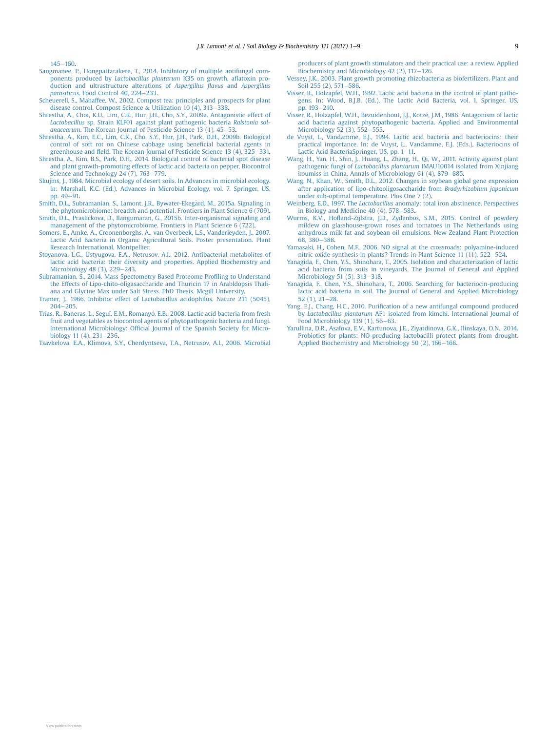145–160.

Sangmanee, P., Hongpattarakere, T., 2014. Inhibitory of multiple antifungal components produced by *Lactobacillus plantarum* K35 on growth, aflatoxin production and ultrastructure alterations of *Aspergillus flavus* and *Aspergillus parasiticus*. Food Control 40, 224–233.

Scheuerell, S., Mahaffee, W., 2002. Compost tea: principles and prospects for plant disease control. Compost Science & Utilization 10 (4), 313–338.

Shrestha, A., Choi, K.U., Lim, C.K., Hur, J.H., Cho, S.Y., 2009a. Antagonistic effect of *Lactobacillus* sp. Strain KLF01 against plant pathogenic bacteria *Ralstonia solanacearum*. The Korean Journal of Pesticide Science 13 (1), 45–53.

Shrestha, A., Kim, E.C., Lim, C.K., Cho, S.Y., Hur, J.H., Park, D.H., 2009b. Biological control of soft rot on Chinese cabbage using beneficial bacterial agents in greenhouse and field. The Korean Journal of Pesticide Science 13 (4), 325–331.

Shrestha, A., Kim, B.S., Park, D.H., 2014. Biological control of bacterial spot disease and plant growth-promoting effects of lactic acid bacteria on pepper. Biocontrol Science and Technology 24 (7), 763–779.

Skujiņš, J., 1984. Microbial ecology of desert soils. In Advances in microbial ecology. In: Marshall, K.C. (Ed.), Advances in Microbial Ecology, vol. 7. Springer, US, pp. 49–91.

Smith, D.L., Subramanian, S., Lamont, J.R., Bywater-Ekegärd, M., 2015a. Signaling in the phytomicrobiome: breadth and potential. Frontiers in Plant Science 6 (709).

Smith, D.L., Praslickova, D., Ilangumaran, G., 2015b. Inter-organismal signaling and management of the phytomicrobiome. Frontiers in Plant Science 6 (722).

Somers, E., Amke, A., Croonenborghs, A., van Overbeek, L.S., Vanderleyden, J., 2007. Lactic Acid Bacteria in Organic Agricultural Soils. Poster presentation. Plant Research International, Montpellier.

Stoyanova, L.G., Ustyugova, E.A., Netrusov, A.I., 2012. Antibacterial metabolites of lactic acid bacteria: their diversity and properties. Applied Biochemistry and Microbiology 48 (3), 229–243.

Subramanian, S., 2014. Mass Spectometry Based Proteome Profiling to Understand the Effects of Lipo-chito-oligasaccharide and Thuricin 17 in Arabldopsis Thaliana and Glycine Max under Salt Stress. PhD Thesis. Mcgill University.

Tramer, J., 1966. Inhibitor effect of Lactobacillus acidophilus. Nature 211 (5045), 204–205.

Trias, R., Bañeras, L., Seguí, E.M., Romanyó, E.B., 2008. Lactic acid bacteria from fresh fruit and vegetables as biocontrol agents of phytopathogenic bacteria and fungi. International Microbiology: Official Journal of the Spanish Society for Microbiology 11 (4), 231–236.

Tsavkelova, E.A., Klimova, S.Y., Cherdyntseva, T.A., Netrusov, A.I., 2006. Microbial producers of plant growth stimulators and their practical use: a review. Applied Biochemistry and Microbiology 42 (2), 117–126.

Vessey, J.K., 2003. Plant growth promoting rhizobacteria as biofertilizers. Plant and Soil 255 (2), 571–586.

Visser, R., Holzapfel, W.H., 1992. Lactic acid bacteria in the control of plant pathogens. In: Wood, B.J.B. (Ed.), The Lactic Acid Bacteria, vol. 1. Springer, US, pp. 193–210.

Visser, R., Holzapfel, W.H., Bezuidenhout, J.J., Kotzé, J.M., 1986. Antagonism of lactic acid bacteria against phytopathogenic bacteria. Applied and Environmental Microbiology 52 (3), 552–555.

de Vuyst, L., Vandamme, E.J., 1994. Lactic acid bacteria and bacteriocins: their practical importance. In: de Vuyst, L., Vandamme, E.J. (Eds.), Bacteriocins of Lactic Acid BacteriaSpringer, US, pp. 1–11.

Wang, H., Yan, H., Shin, J., Huang, L., Zhang, H., Qi, W., 2011. Activity against plant pathogenic fungi of *Lactobacillus plantarum* IMAU10014 isolated from Xinjiang koumiss in China. Annals of Microbiology 61 (4), 879–885.

Wang, N., Khan, W., Smith, D.L., 2012. Changes in soybean global gene expression after application of lipo-chitooligosaccharide from *Bradyrhizobium japonicum* under sub-optimal temperature. Plos One 7 (2).

Weinberg, E.D., 1997. The *Lactobacillus* anomaly: total iron abstinence. Perspectives in Biology and Medicine 40 (4), 578–583.

Wurms, K.V., Hofland-Zijlstra, J.D., Zydenbos, S.M., 2015. Control of powdery mildew on glasshouse-grown roses and tomatoes in The Netherlands using anhydrous milk fat and soybean oil emulsions. New Zealand Plant Protection 68, 380–388.

Yamasaki, H., Cohen, M.F., 2006. NO signal at the crossroads: polyamine-induced nitric oxide synthesis in plants? Trends in Plant Science 11 (11), 522–524.

Yanagida, F., Chen, Y.S., Shinohara, T., 2005. Isolation and characterization of lactic acid bacteria from soils in vineyards. The Journal of General and Applied Microbiology 51 (5), 313–318.

Yanagida, F., Chen, Y.S., Shinohara, T., 2006. Searching for bacteriocin-producing lactic acid bacteria in soil. The Journal of General and Applied Microbiology 52 (1), 21–28.

Yang, E.J., Chang, H.C., 2010. Purification of a new antifungal compound produced by *Lactobacillus plantarum* AF1 isolated from kimchi. International Journal of Food Microbiology 139 (1), 56–63.

Yarullina, D.R., Asafova, E.V., Kartunova, J.E., Ziyatdinova, G.K., Ilinskaya, O.N., 2014. Probiotics for plants: NO-producing lactobacilli protect plants from drought. Applied Biochemistry and Microbiology 50 (2), 166–168.